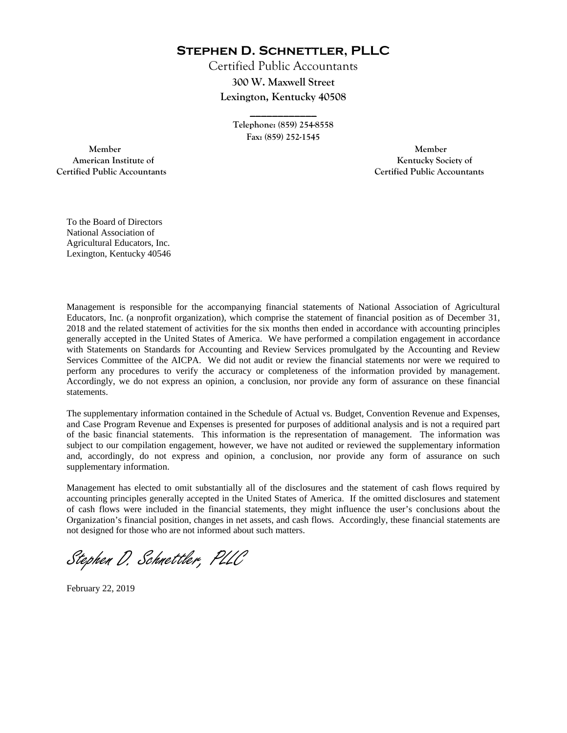# Stephen D. Schnettler, PLLC

Certified Public Accountants

**300 W. Maxwell Street**

**Lexington, Kentucky 40508**

\_\_\_\_\_\_\_\_\_\_\_\_\_

Telephone: (859) 254-8558

Fax: (859) 252-1545

Member
American Institute of
Certified Public Accountants

Member
Kentucky Society of
Certified Public Accountants

To the Board of Directors
National Association of
Agricultural Educators, Inc.
Lexington, Kentucky 40546

Management is responsible for the accompanying financial statements of National Association of Agricultural Educators, Inc. (a nonprofit organization), which comprise the statement of financial position as of December 31, 2018 and the related statement of activities for the six months then ended in accordance with accounting principles generally accepted in the United States of America. We have performed a compilation engagement in accordance with Statements on Standards for Accounting and Review Services promulgated by the Accounting and Review Services Committee of the AICPA. We did not audit or review the financial statements nor were we required to perform any procedures to verify the accuracy or completeness of the information provided by management. Accordingly, we do not express an opinion, a conclusion, nor provide any form of assurance on these financial statements.

The supplementary information contained in the Schedule of Actual vs. Budget, Convention Revenue and Expenses, and Case Program Revenue and Expenses is presented for purposes of additional analysis and is not a required part of the basic financial statements. This information is the representation of management. The information was subject to our compilation engagement, however, we have not audited or reviewed the supplementary information and, accordingly, do not express and opinion, a conclusion, nor provide any form of assurance on such supplementary information.

Management has elected to omit substantially all of the disclosures and the statement of cash flows required by accounting principles generally accepted in the United States of America. If the omitted disclosures and statement of cash flows were included in the financial statements, they might influence the user's conclusions about the Organization's financial position, changes in net assets, and cash flows. Accordingly, these financial statements are not designed for those who are not informed about such matters.

*Stephen D. Schnettler, PLLC*

February 22, 2019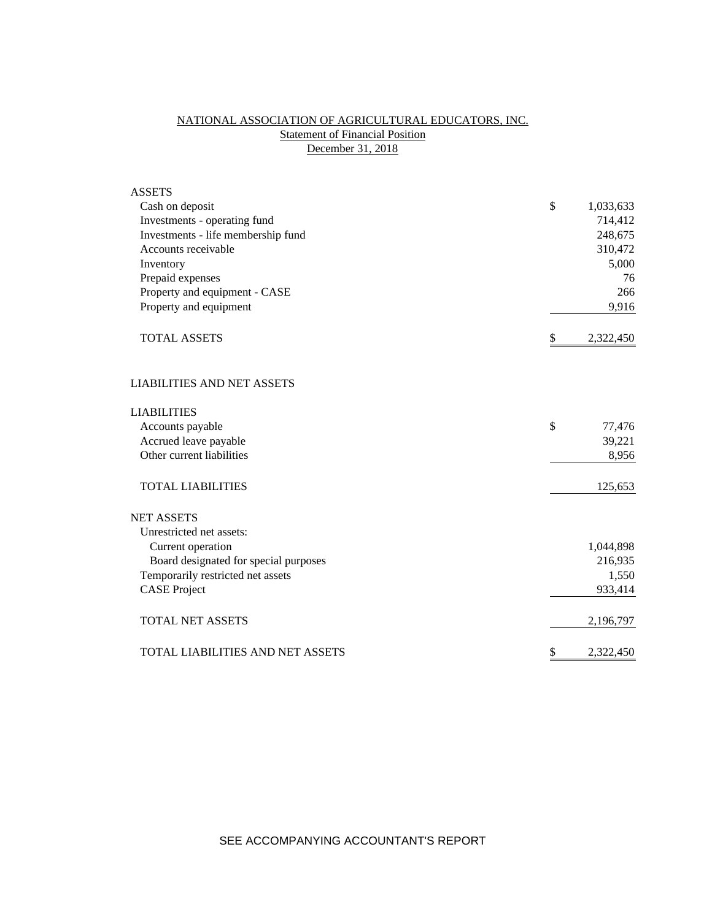# NATIONAL ASSOCIATION OF AGRICULTURAL EDUCATORS, INC.

## Statement of Financial Position

### December 31, 2018

| | | |
|---|---|---|
| **ASSETS** | | |
| Cash on deposit | $ | 1,033,633 |
| Investments - operating fund | | 714,412 |
| Investments - life membership fund | | 248,675 |
| Accounts receivable | | 310,472 |
| Inventory | | 5,000 |
| Prepaid expenses | | 76 |
| Property and equipment - CASE | | 266 |
| Property and equipment | | 9,916 |
| TOTAL ASSETS | $ | 2,322,450 |
| | | |
| **LIABILITIES AND NET ASSETS** | | |
| | | |
| **LIABILITIES** | | |
| Accounts payable | $ | 77,476 |
| Accrued leave payable | | 39,221 |
| Other current liabilities | | 8,956 |
| TOTAL LIABILITIES | | 125,653 |
| | | |
| **NET ASSETS** | | |
| Unrestricted net assets: | | |
| Current operation | | 1,044,898 |
| Board designated for special purposes | | 216,935 |
| Temporarily restricted net assets | | 1,550 |
| CASE Project | | 933,414 |
| TOTAL NET ASSETS | | 2,196,797 |
| | | |
| TOTAL LIABILITIES AND NET ASSETS | $ | 2,322,450 |

SEE ACCOMPANYING ACCOUNTANT'S REPORT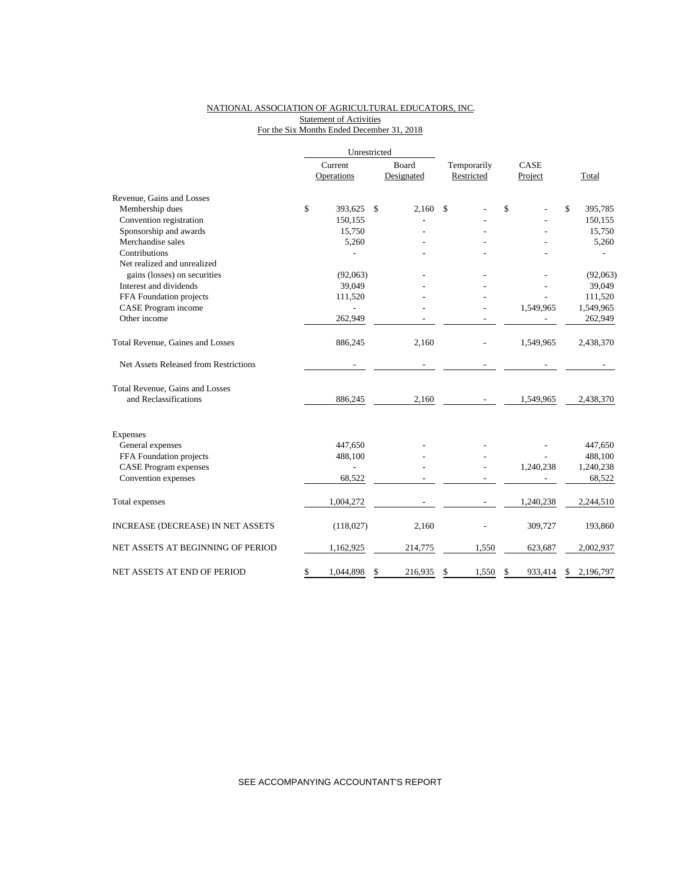NATIONAL ASSOCIATION OF AGRICULTURAL EDUCATORS, INC.
Statement of Activities
For the Six Months Ended December 31, 2018

| | Unrestricted | | | | |
|---|---|---|---|---|---|
| | Current Operations | Board Designated | Temporarily Restricted | CASE Project | Total |
| Revenue, Gains and Losses | | | | | |
| Membership dues | $ 393,625 | $ 2,160 | $ - | $ - | $ 395,785 |
| Convention registration | 150,155 | - | - | - | 150,155 |
| Sponsorship and awards | 15,750 | - | - | - | 15,750 |
| Merchandise sales | 5,260 | - | - | - | 5,260 |
| Contributions | - | - | - | - | - |
| Net realized and unrealized gains (losses) on securities | (92,063) | - | - | - | (92,063) |
| Interest and dividends | 39,049 | - | - | - | 39,049 |
| FFA Foundation projects | 111,520 | - | - | - | 111,520 |
| CASE Program income | - | - | - | 1,549,965 | 1,549,965 |
| Other income | 262,949 | - | - | - | 262,949 |
| Total Revenue, Gaines and Losses | 886,245 | 2,160 | - | 1,549,965 | 2,438,370 |
| Net Assets Released from Restrictions | - | - | - | - | - |
| Total Revenue, Gains and Losses and Reclassifications | 886,245 | 2,160 | - | 1,549,965 | 2,438,370 |
| Expenses | | | | | |
| General expenses | 447,650 | - | - | - | 447,650 |
| FFA Foundation projects | 488,100 | - | - | - | 488,100 |
| CASE Program expenses | - | - | - | 1,240,238 | 1,240,238 |
| Convention expenses | 68,522 | - | - | - | 68,522 |
| Total expenses | 1,004,272 | - | - | 1,240,238 | 2,244,510 |
| INCREASE (DECREASE) IN NET ASSETS | (118,027) | 2,160 | - | 309,727 | 193,860 |
| NET ASSETS AT BEGINNING OF PERIOD | 1,162,925 | 214,775 | 1,550 | 623,687 | 2,002,937 |
| NET ASSETS AT END OF PERIOD | $ 1,044,898 | $ 216,935 | $ 1,550 | $ 933,414 | $ 2,196,797 |

SEE ACCOMPANYING ACCOUNTANT'S REPORT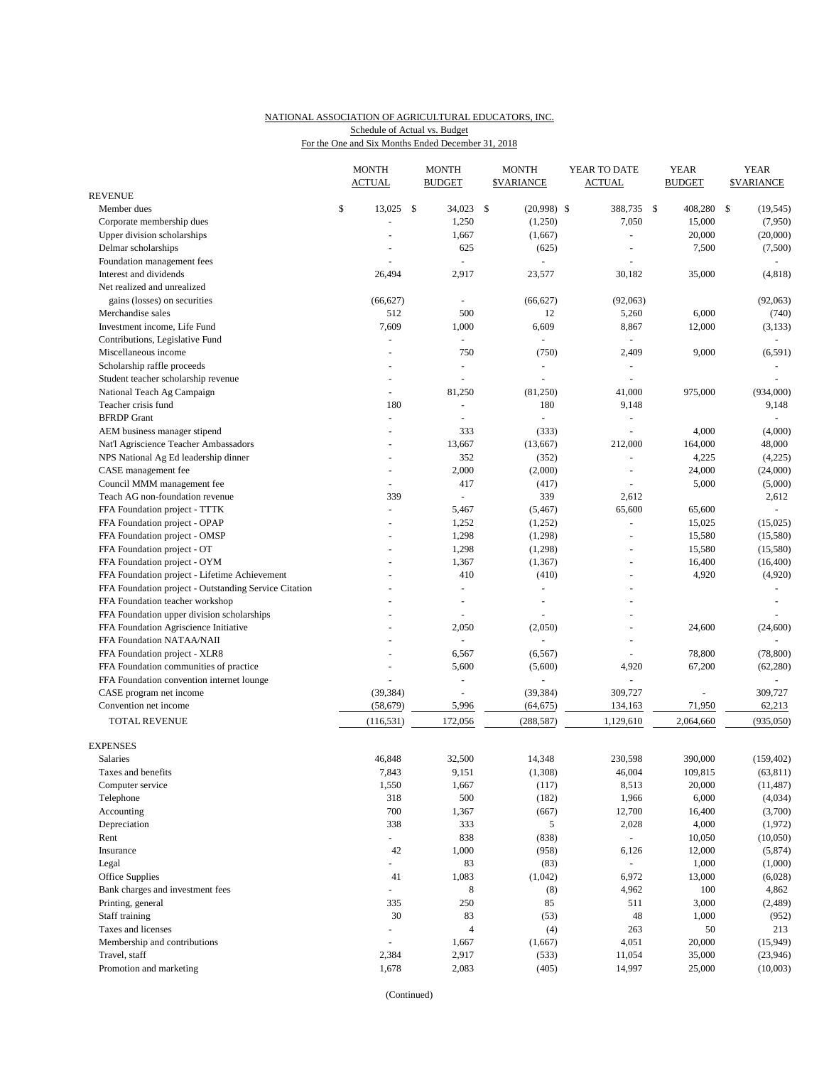NATIONAL ASSOCIATION OF AGRICULTURAL EDUCATORS, INC.
Schedule of Actual vs. Budget
For the One and Six Months Ended December 31, 2018

| | MONTH ACTUAL | MONTH BUDGET | MONTH $VARIANCE | YEAR TO DATE ACTUAL | YEAR BUDGET | YEAR $VARIANCE |
|---|---|---|---|---|---|---|
| REVENUE | | | | | | |
| Member dues | $ 13,025 | $ 34,023 | $ (20,998) | $ 388,735 | $ 408,280 | $ (19,545) |
| Corporate membership dues | - | 1,250 | (1,250) | 7,050 | 15,000 | (7,950) |
| Upper division scholarships | - | 1,667 | (1,667) | - | 20,000 | (20,000) |
| Delmar scholarships | - | 625 | (625) | - | 7,500 | (7,500) |
| Foundation management fees | - | - | - | - | | - |
| Interest and dividends | 26,494 | 2,917 | 23,577 | 30,182 | 35,000 | (4,818) |
| Net realized and unrealized gains (losses) on securities | (66,627) | - | (66,627) | (92,063) | | (92,063) |
| Merchandise sales | 512 | 500 | 12 | 5,260 | 6,000 | (740) |
| Investment income, Life Fund | 7,609 | 1,000 | 6,609 | 8,867 | 12,000 | (3,133) |
| Contributions, Legislative Fund | - | - | - | - | | - |
| Miscellaneous income | - | 750 | (750) | 2,409 | 9,000 | (6,591) |
| Scholarship raffle proceeds | - | - | - | - | | - |
| Student teacher scholarship revenue | - | - | - | - | | - |
| National Teach Ag Campaign | - | 81,250 | (81,250) | 41,000 | 975,000 | (934,000) |
| Teacher crisis fund | 180 | - | 180 | 9,148 | | 9,148 |
| BFRDP Grant | - | - | - | - | | - |
| AEM business manager stipend | - | 333 | (333) | - | 4,000 | (4,000) |
| Nat'l Agriscience Teacher Ambassadors | - | 13,667 | (13,667) | 212,000 | 164,000 | 48,000 |
| NPS National Ag Ed leadership dinner | - | 352 | (352) | - | 4,225 | (4,225) |
| CASE management fee | - | 2,000 | (2,000) | - | 24,000 | (24,000) |
| Council MMM management fee | - | 417 | (417) | - | 5,000 | (5,000) |
| Teach AG non-foundation revenue | 339 | - | 339 | 2,612 | | 2,612 |
| FFA Foundation project - TTTK | - | 5,467 | (5,467) | 65,600 | 65,600 | - |
| FFA Foundation project - OPAP | - | 1,252 | (1,252) | - | 15,025 | (15,025) |
| FFA Foundation project - OMSP | - | 1,298 | (1,298) | - | 15,580 | (15,580) |
| FFA Foundation project - OT | - | 1,298 | (1,298) | - | 15,580 | (15,580) |
| FFA Foundation project - OYM | - | 1,367 | (1,367) | - | 16,400 | (16,400) |
| FFA Foundation project - Lifetime Achievement | - | 410 | (410) | - | 4,920 | (4,920) |
| FFA Foundation project - Outstanding Service Citation | - | - | - | - | | - |
| FFA Foundation teacher workshop | - | - | - | - | | - |
| FFA Foundation upper division scholarships | - | - | - | - | | - |
| FFA Foundation Agriscience Initiative | - | 2,050 | (2,050) | - | 24,600 | (24,600) |
| FFA Foundation NATAA/NAII | - | - | - | - | | - |
| FFA Foundation project - XLR8 | - | 6,567 | (6,567) | - | 78,800 | (78,800) |
| FFA Foundation communities of practice | - | 5,600 | (5,600) | 4,920 | 67,200 | (62,280) |
| FFA Foundation convention internet lounge | - | - | - | - | | - |
| CASE program net income | (39,384) | - | (39,384) | 309,727 | - | 309,727 |
| Convention net income | (58,679) | 5,996 | (64,675) | 134,163 | 71,950 | 62,213 |
| TOTAL REVENUE | (116,531) | 172,056 | (288,587) | 1,129,610 | 2,064,660 | (935,050) |
| EXPENSES | | | | | | |
| Salaries | 46,848 | 32,500 | 14,348 | 230,598 | 390,000 | (159,402) |
| Taxes and benefits | 7,843 | 9,151 | (1,308) | 46,004 | 109,815 | (63,811) |
| Computer service | 1,550 | 1,667 | (117) | 8,513 | 20,000 | (11,487) |
| Telephone | 318 | 500 | (182) | 1,966 | 6,000 | (4,034) |
| Accounting | 700 | 1,367 | (667) | 12,700 | 16,400 | (3,700) |
| Depreciation | 338 | 333 | 5 | 2,028 | 4,000 | (1,972) |
| Rent | - | 838 | (838) | - | 10,050 | (10,050) |
| Insurance | 42 | 1,000 | (958) | 6,126 | 12,000 | (5,874) |
| Legal | - | 83 | (83) | - | 1,000 | (1,000) |
| Office Supplies | 41 | 1,083 | (1,042) | 6,972 | 13,000 | (6,028) |
| Bank charges and investment fees | - | 8 | (8) | 4,962 | 100 | 4,862 |
| Printing, general | 335 | 250 | 85 | 511 | 3,000 | (2,489) |
| Staff training | 30 | 83 | (53) | 48 | 1,000 | (952) |
| Taxes and licenses | - | 4 | (4) | 263 | 50 | 213 |
| Membership and contributions | - | 1,667 | (1,667) | 4,051 | 20,000 | (15,949) |
| Travel, staff | 2,384 | 2,917 | (533) | 11,054 | 35,000 | (23,946) |
| Promotion and marketing | 1,678 | 2,083 | (405) | 14,997 | 25,000 | (10,003) |

(Continued)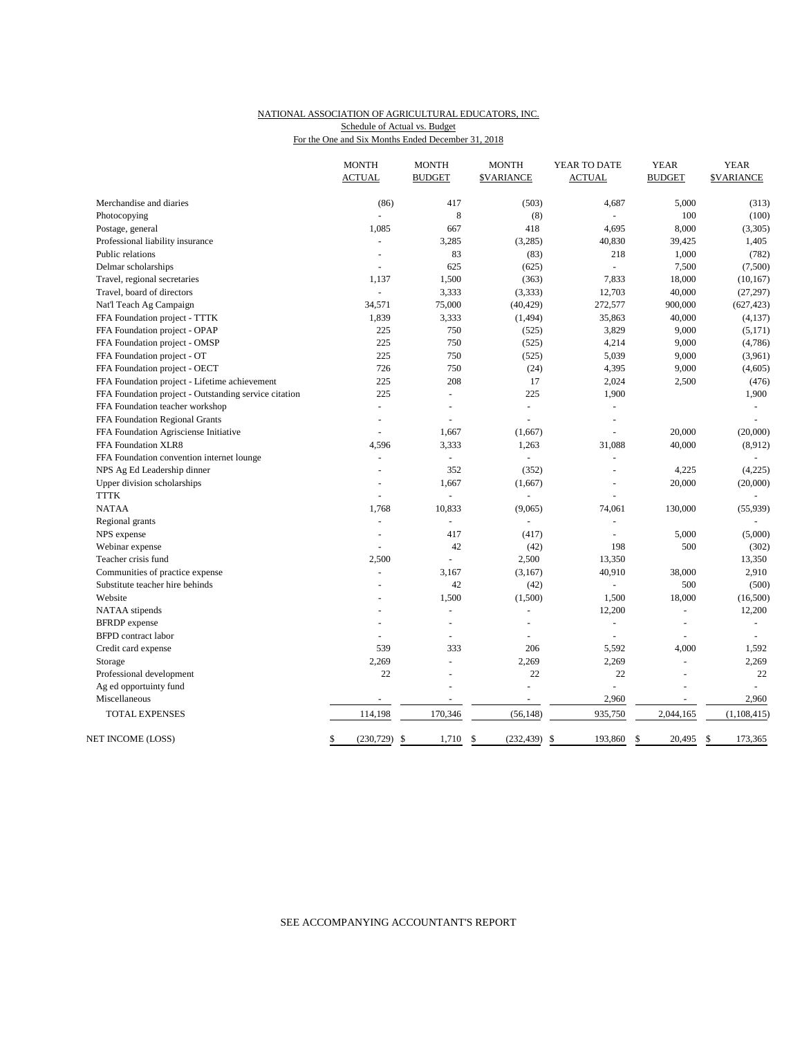NATIONAL ASSOCIATION OF AGRICULTURAL EDUCATORS, INC.
Schedule of Actual vs. Budget
For the One and Six Months Ended December 31, 2018

| | MONTH ACTUAL | MONTH BUDGET | MONTH $VARIANCE | YEAR TO DATE ACTUAL | YEAR BUDGET | YEAR $VARIANCE |
|---|---|---|---|---|---|---|
| Merchandise and diaries | (86) | 417 | (503) | 4,687 | 5,000 | (313) |
| Photocopying | - | 8 | (8) | - | 100 | (100) |
| Postage, general | 1,085 | 667 | 418 | 4,695 | 8,000 | (3,305) |
| Professional liability insurance | - | 3,285 | (3,285) | 40,830 | 39,425 | 1,405 |
| Public relations | - | 83 | (83) | 218 | 1,000 | (782) |
| Delmar scholarships | - | 625 | (625) | - | 7,500 | (7,500) |
| Travel, regional secretaries | 1,137 | 1,500 | (363) | 7,833 | 18,000 | (10,167) |
| Travel, board of directors | - | 3,333 | (3,333) | 12,703 | 40,000 | (27,297) |
| Nat'l Teach Ag Campaign | 34,571 | 75,000 | (40,429) | 272,577 | 900,000 | (627,423) |
| FFA Foundation project - TTTK | 1,839 | 3,333 | (1,494) | 35,863 | 40,000 | (4,137) |
| FFA Foundation project - OPAP | 225 | 750 | (525) | 3,829 | 9,000 | (5,171) |
| FFA Foundation project - OMSP | 225 | 750 | (525) | 4,214 | 9,000 | (4,786) |
| FFA Foundation project - OT | 225 | 750 | (525) | 5,039 | 9,000 | (3,961) |
| FFA Foundation project - OECT | 726 | 750 | (24) | 4,395 | 9,000 | (4,605) |
| FFA Foundation project - Lifetime achievement | 225 | 208 | 17 | 2,024 | 2,500 | (476) |
| FFA Foundation project - Outstanding service citation | 225 | - | 225 | 1,900 | | 1,900 |
| FFA Foundation teacher workshop | - | - | - | - | | - |
| FFA Foundation Regional Grants | - | - | - | - | | - |
| FFA Foundation Agriscience Initiative | - | 1,667 | (1,667) | - | 20,000 | (20,000) |
| FFA Foundation XLR8 | 4,596 | 3,333 | 1,263 | 31,088 | 40,000 | (8,912) |
| FFA Foundation convention internet lounge | - | - | - | - | | - |
| NPS Ag Ed Leadership dinner | - | 352 | (352) | - | 4,225 | (4,225) |
| Upper division scholarships | - | 1,667 | (1,667) | - | 20,000 | (20,000) |
| TTTK | - | - | - | - | | - |
| NATAA | 1,768 | 10,833 | (9,065) | 74,061 | 130,000 | (55,939) |
| Regional grants | - | - | - | - | | - |
| NPS expense | - | 417 | (417) | - | 5,000 | (5,000) |
| Webinar expense | - | 42 | (42) | 198 | 500 | (302) |
| Teacher crisis fund | 2,500 | - | 2,500 | 13,350 | | 13,350 |
| Communities of practice expense | - | 3,167 | (3,167) | 40,910 | 38,000 | 2,910 |
| Substitute teacher hire behinds | - | 42 | (42) | - | 500 | (500) |
| Website | - | 1,500 | (1,500) | 1,500 | 18,000 | (16,500) |
| NATAA stipends | - | - | - | 12,200 | - | 12,200 |
| BFRDP expense | - | - | - | - | - | - |
| BFPD contract labor | - | - | - | - | - | - |
| Credit card expense | 539 | 333 | 206 | 5,592 | 4,000 | 1,592 |
| Storage | 2,269 | - | 2,269 | 2,269 | - | 2,269 |
| Professional development | 22 | - | 22 | 22 | - | 22 |
| Ag ed opportuinty fund | - | - | - | - | - | - |
| Miscellaneous | - | - | - | 2,960 | - | 2,960 |
| TOTAL EXPENSES | 114,198 | 170,346 | (56,148) | 935,750 | 2,044,165 | (1,108,415) |
| NET INCOME (LOSS) | $ (230,729) | $ 1,710 | $ (232,439) | $ 193,860 | $ 20,495 | $ 173,365 |

SEE ACCOMPANYING ACCOUNTANT'S REPORT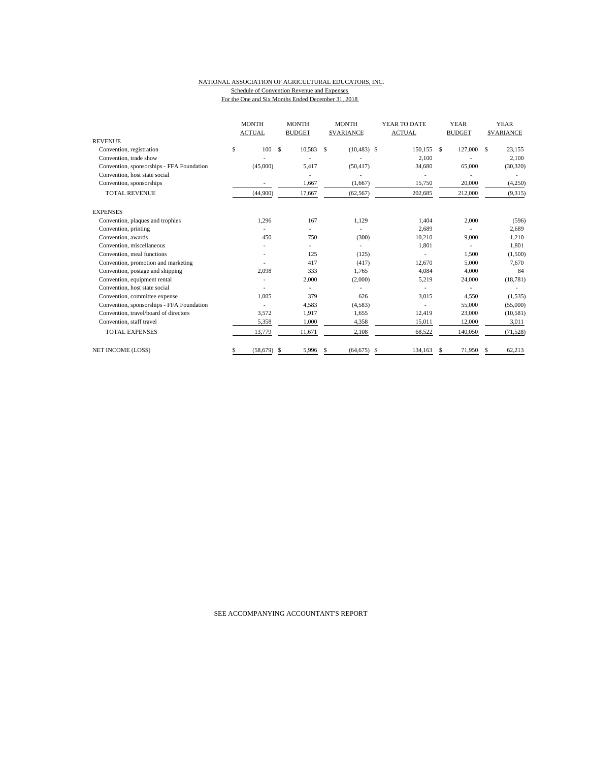NATIONAL ASSOCIATION OF AGRICULTURAL EDUCATORS, INC.
Schedule of Convention Revenue and Expenses
For the One and Six Months Ended December 31, 2018

| | MONTH ACTUAL | MONTH BUDGET | MONTH $VARIANCE | YEAR TO DATE ACTUAL | YEAR BUDGET | YEAR $VARIANCE |
|---|---|---|---|---|---|---|
| REVENUE | | | | | | |
| Convention, registration | $ 100 | $ 10,583 | $ (10,483) | $ 150,155 | $ 127,000 | $ 23,155 |
| Convention, trade show | - | - | - | 2,100 | - | 2,100 |
| Convention, sponsorships - FFA Foundation | (45,000) | 5,417 | (50,417) | 34,680 | 65,000 | (30,320) |
| Convention, host state social | | - | - | - | - | - |
| Convention, sponsorships | - | 1,667 | (1,667) | 15,750 | 20,000 | (4,250) |
| TOTAL REVENUE | (44,900) | 17,667 | (62,567) | 202,685 | 212,000 | (9,315) |
| EXPENSES | | | | | | |
| Convention, plaques and trophies | 1,296 | 167 | 1,129 | 1,404 | 2,000 | (596) |
| Convention, printing | - | - | - | 2,689 | - | 2,689 |
| Convention, awards | 450 | 750 | (300) | 10,210 | 9,000 | 1,210 |
| Convention, miscellaneous | - | - | - | 1,801 | - | 1,801 |
| Convention, meal functions | - | 125 | (125) | - | 1,500 | (1,500) |
| Convention, promotion and marketing | - | 417 | (417) | 12,670 | 5,000 | 7,670 |
| Convention, postage and shipping | 2,098 | 333 | 1,765 | 4,084 | 4,000 | 84 |
| Convention, equipment rental | - | 2,000 | (2,000) | 5,219 | 24,000 | (18,781) |
| Convention, host state social | - | - | - | - | - | - |
| Convention, committee expense | 1,005 | 379 | 626 | 3,015 | 4,550 | (1,535) |
| Convention, sponsorships - FFA Foundation | - | 4,583 | (4,583) | - | 55,000 | (55,000) |
| Convention, travel/board of directors | 3,572 | 1,917 | 1,655 | 12,419 | 23,000 | (10,581) |
| Convention, staff travel | 5,358 | 1,000 | 4,358 | 15,011 | 12,000 | 3,011 |
| TOTAL EXPENSES | 13,779 | 11,671 | 2,108 | 68,522 | 140,050 | (71,528) |
| NET INCOME (LOSS) | $ (58,679) | $ 5,996 | $ (64,675) | $ 134,163 | $ 71,950 | $ 62,213 |

SEE ACCOMPANYING ACCOUNTANT'S REPORT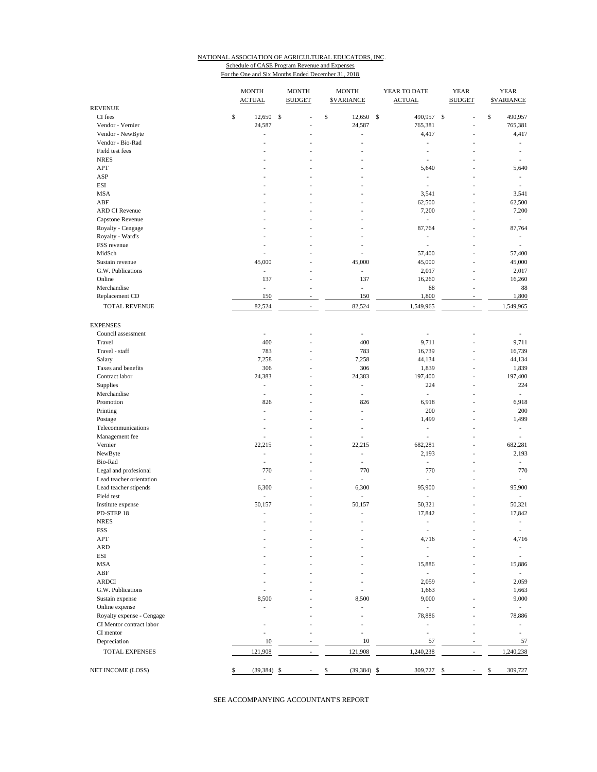NATIONAL ASSOCIATION OF AGRICULTURAL EDUCATORS, INC.

Schedule of CASE Program Revenue and Expenses

For the One and Six Months Ended December 31, 2018

| | MONTH ACTUAL | MONTH BUDGET | MONTH $VARIANCE | YEAR TO DATE ACTUAL | YEAR BUDGET | YEAR $VARIANCE |
|---|---|---|---|---|---|---|
| REVENUE | | | | | | |
| CI fees | $ 12,650 | $ - | $ 12,650 | $ 490,957 | $ - | $ 490,957 |
| Vendor - Vernier | 24,587 | - | 24,587 | 765,381 | - | 765,381 |
| Vendor - NewByte | - | - | - | 4,417 | - | 4,417 |
| Vendor - Bio-Rad | - | - | - | - | - | - |
| Field test fees | - | - | - | - | - | - |
| NRES | - | - | - | - | - | - |
| APT | - | - | - | 5,640 | - | 5,640 |
| ASP | - | - | - | - | - | - |
| ESI | - | - | - | - | - | - |
| MSA | - | - | - | 3,541 | - | 3,541 |
| ABF | - | - | - | 62,500 | - | 62,500 |
| ARD CI Revenue | - | - | - | 7,200 | - | 7,200 |
| Capstone Revenue | - | - | - | - | - | - |
| Royalty - Cengage | - | - | - | 87,764 | - | 87,764 |
| Royalty - Ward's | - | - | - | - | - | - |
| FSS revenue | - | - | - | - | - | - |
| MidSch | - | - | - | 57,400 | - | 57,400 |
| Sustain revenue | 45,000 | - | 45,000 | 45,000 | - | 45,000 |
| G.W. Publications | - | - | - | 2,017 | - | 2,017 |
| Online | 137 | - | 137 | 16,260 | - | 16,260 |
| Merchandise | - | - | - | 88 | - | 88 |
| Replacement CD | 150 | - | 150 | 1,800 | - | 1,800 |
| TOTAL REVENUE | 82,524 | - | 82,524 | 1,549,965 | - | 1,549,965 |
| EXPENSES | | | | | | |
| Council assessment | - | - | - | - | - | - |
| Travel | 400 | - | 400 | 9,711 | - | 9,711 |
| Travel - staff | 783 | - | 783 | 16,739 | - | 16,739 |
| Salary | 7,258 | - | 7,258 | 44,134 | - | 44,134 |
| Taxes and benefits | 306 | - | 306 | 1,839 | - | 1,839 |
| Contract labor | 24,383 | - | 24,383 | 197,400 | - | 197,400 |
| Supplies | - | - | - | 224 | - | 224 |
| Merchandise | - | - | - | - | - | - |
| Promotion | 826 | - | 826 | 6,918 | - | 6,918 |
| Printing | - | - | - | 200 | - | 200 |
| Postage | - | - | - | 1,499 | - | 1,499 |
| Telecommunications | - | - | - | - | - | - |
| Management fee | - | - | - | - | - | - |
| Vernier | 22,215 | - | 22,215 | 682,281 | - | 682,281 |
| NewByte | - | - | - | 2,193 | - | 2,193 |
| Bio-Rad | - | - | - | - | - | - |
| Legal and profesional | 770 | - | 770 | 770 | - | 770 |
| Lead teacher orientation | - | - | - | - | - | - |
| Lead teacher stipends | 6,300 | - | 6,300 | 95,900 | - | 95,900 |
| Field test | - | - | - | - | - | - |
| Institute expense | 50,157 | - | 50,157 | 50,321 | - | 50,321 |
| PD-STEP 18 | - | - | - | 17,842 | - | 17,842 |
| NRES | - | - | - | - | - | - |
| FSS | - | - | - | - | - | - |
| APT | - | - | - | 4,716 | - | 4,716 |
| ARD | - | - | - | - | - | - |
| ESI | - | - | - | - | - | - |
| MSA | - | - | - | 15,886 | - | 15,886 |
| ABF | - | - | - | - | - | - |
| ARDCI | - | - | - | 2,059 | - | 2,059 |
| G.W. Publications | - | | - | 1,663 | | 1,663 |
| Sustain expense | 8,500 | - | 8,500 | 9,000 | - | 9,000 |
| Online expense | - | - | - | - | - | - |
| Royalty expense - Cengage | | - | - | 78,886 | - | 78,886 |
| CI Mentor contract labor | - | - | - | - | - | - |
| CI mentor | - | - | - | - | - | - |
| Depreciation | 10 | - | 10 | 57 | - | 57 |
| TOTAL EXPENSES | 121,908 | - | 121,908 | 1,240,238 | - | 1,240,238 |
| NET INCOME (LOSS) | $ (39,384) | $ - | $ (39,384) | $ 309,727 | $ - | $ 309,727 |

SEE ACCOMPANYING ACCOUNTANT'S REPORT